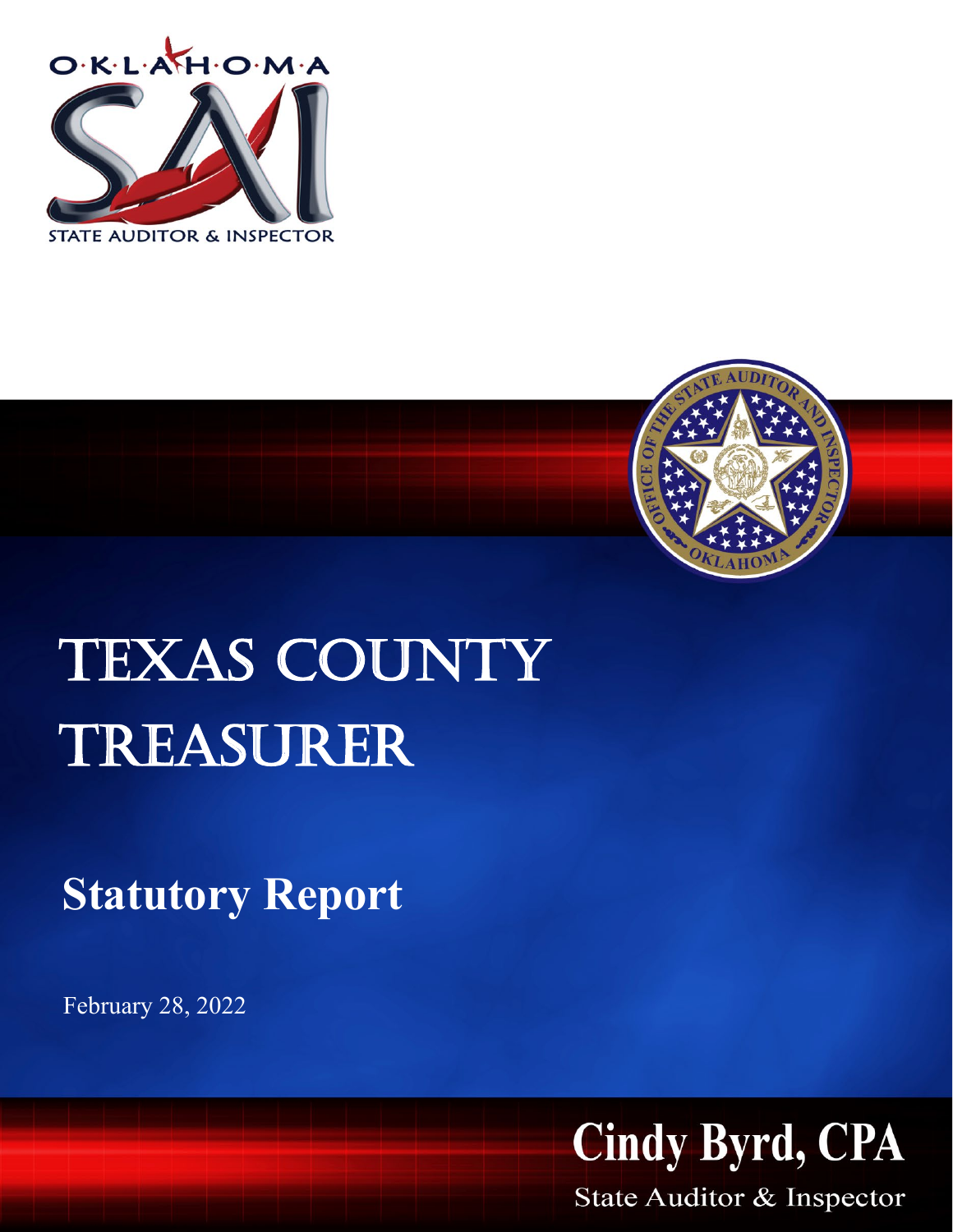OKLAHOMA

STATE AUDITOR & INSPECTOR

# TEXAS COUNTY TREASURER

## Statutory Report

February 28, 2022

**Cindy Byrd, CPA**

State Auditor & Inspector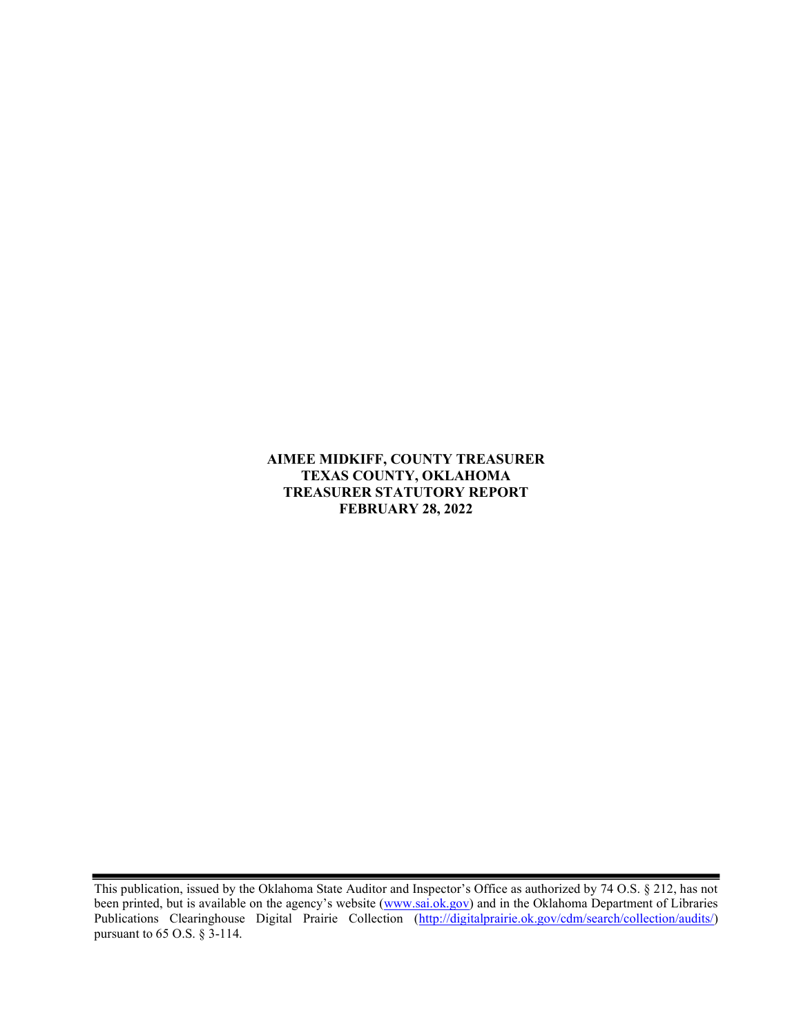**AIMEE MIDKIFF, COUNTY TREASURER**
**TEXAS COUNTY, OKLAHOMA**
**TREASURER STATUTORY REPORT**
**FEBRUARY 28, 2022**

---

This publication, issued by the Oklahoma State Auditor and Inspector's Office as authorized by 74 O.S. § 212, has not been printed, but is available on the agency's website (www.sai.ok.gov) and in the Oklahoma Department of Libraries Publications Clearinghouse Digital Prairie Collection (http://digitalprairie.ok.gov/cdm/search/collection/audits/) pursuant to 65 O.S. § 3-114.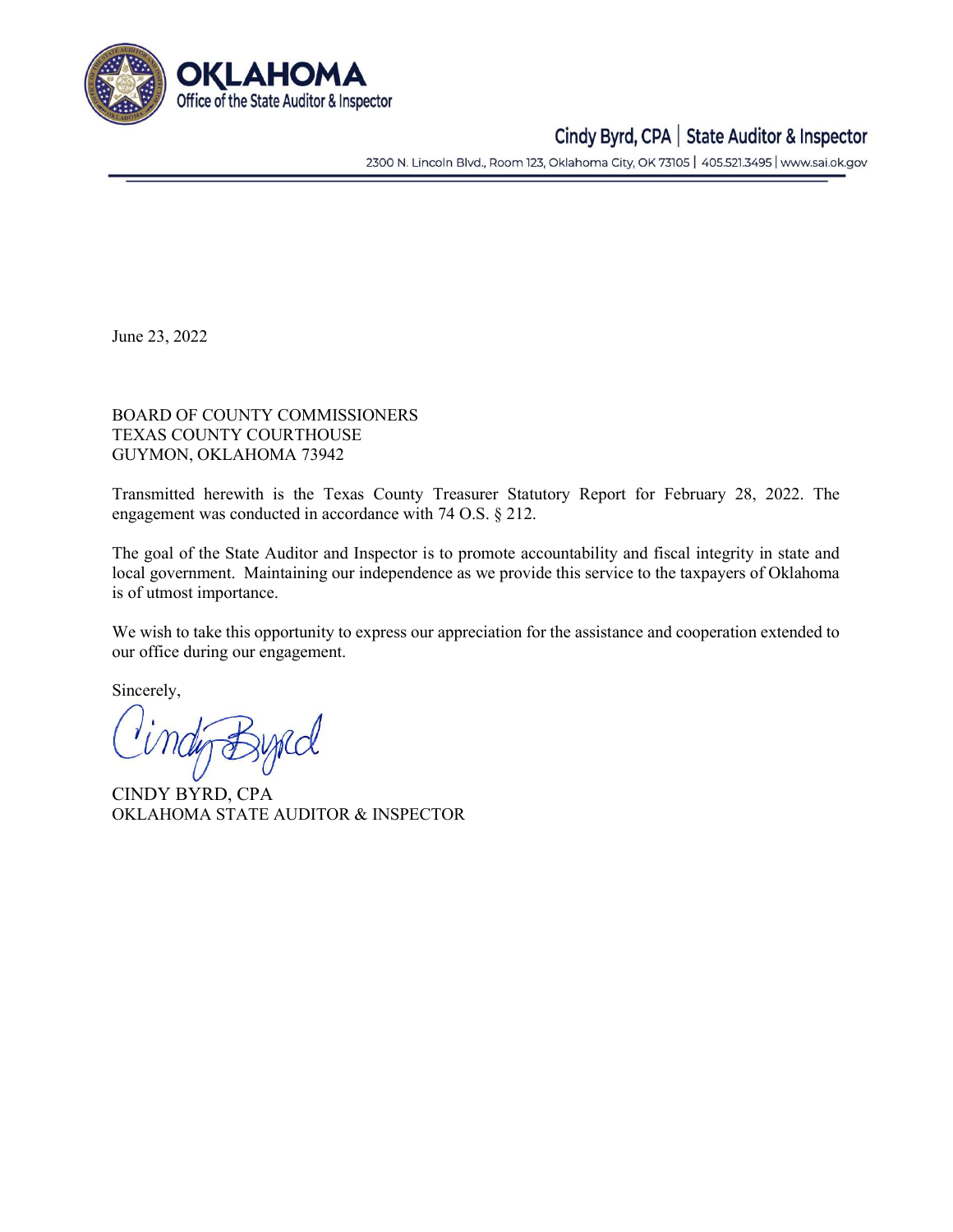OKLAHOMA
Office of the State Auditor & Inspector

Cindy Byrd, CPA | State Auditor & Inspector

2300 N. Lincoln Blvd., Room 123, Oklahoma City, OK 73105 | 405.521.3495 | www.sai.ok.gov

June 23, 2022

BOARD OF COUNTY COMMISSIONERS
TEXAS COUNTY COURTHOUSE
GUYMON, OKLAHOMA 73942

Transmitted herewith is the Texas County Treasurer Statutory Report for February 28, 2022. The engagement was conducted in accordance with 74 O.S. § 212.

The goal of the State Auditor and Inspector is to promote accountability and fiscal integrity in state and local government. Maintaining our independence as we provide this service to the taxpayers of Oklahoma is of utmost importance.

We wish to take this opportunity to express our appreciation for the assistance and cooperation extended to our office during our engagement.

Sincerely,

CINDY BYRD, CPA
OKLAHOMA STATE AUDITOR & INSPECTOR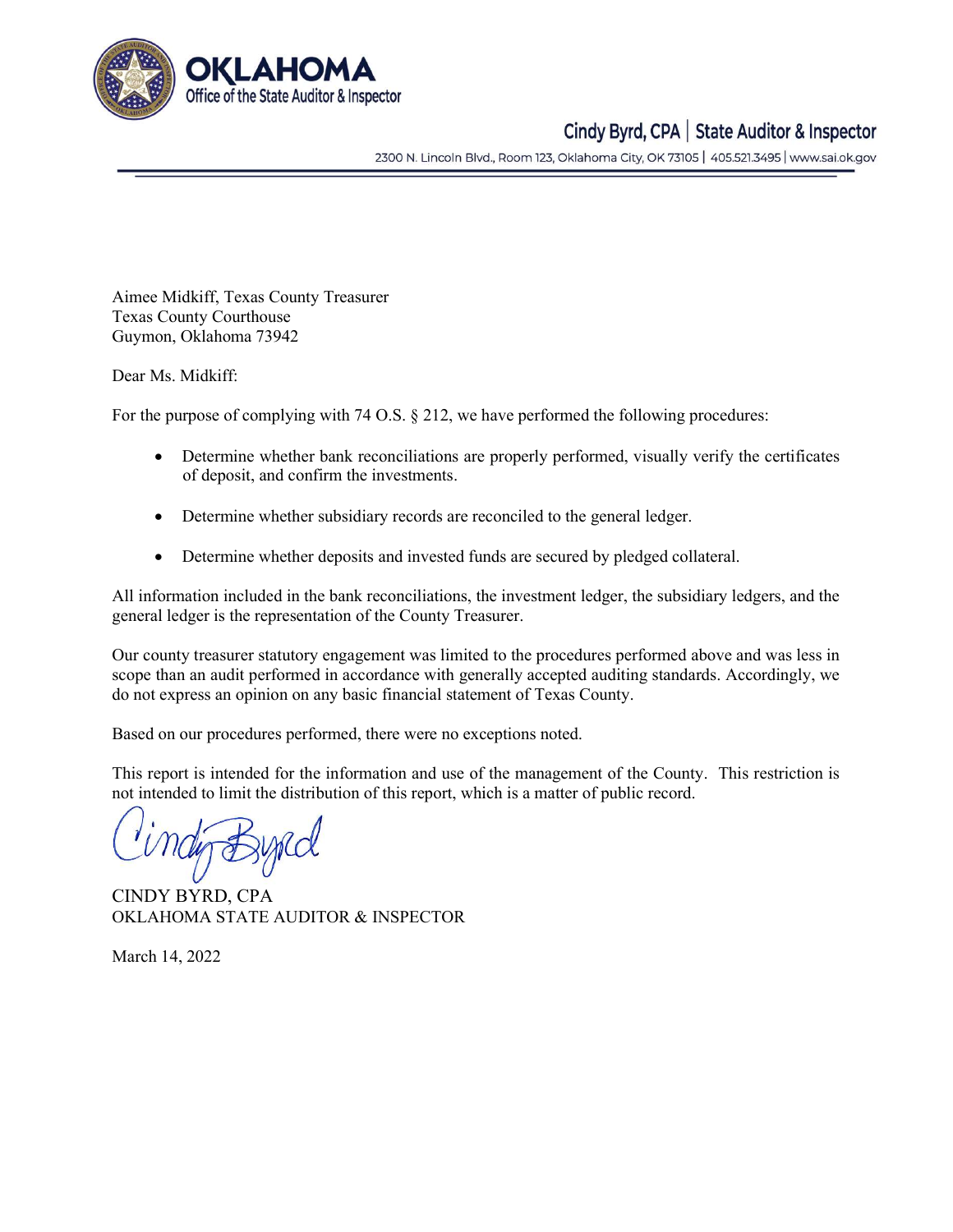Aimee Midkiff, Texas County Treasurer
Texas County Courthouse
Guymon, Oklahoma 73942

Dear Ms. Midkiff:

For the purpose of complying with 74 O.S. § 212, we have performed the following procedures:

- Determine whether bank reconciliations are properly performed, visually verify the certificates of deposit, and confirm the investments.
- Determine whether subsidiary records are reconciled to the general ledger.
- Determine whether deposits and invested funds are secured by pledged collateral.

All information included in the bank reconciliations, the investment ledger, the subsidiary ledgers, and the general ledger is the representation of the County Treasurer.

Our county treasurer statutory engagement was limited to the procedures performed above and was less in scope than an audit performed in accordance with generally accepted auditing standards. Accordingly, we do not express an opinion on any basic financial statement of Texas County.

Based on our procedures performed, there were no exceptions noted.

This report is intended for the information and use of the management of the County. This restriction is not intended to limit the distribution of this report, which is a matter of public record.

CINDY BYRD, CPA
OKLAHOMA STATE AUDITOR & INSPECTOR

March 14, 2022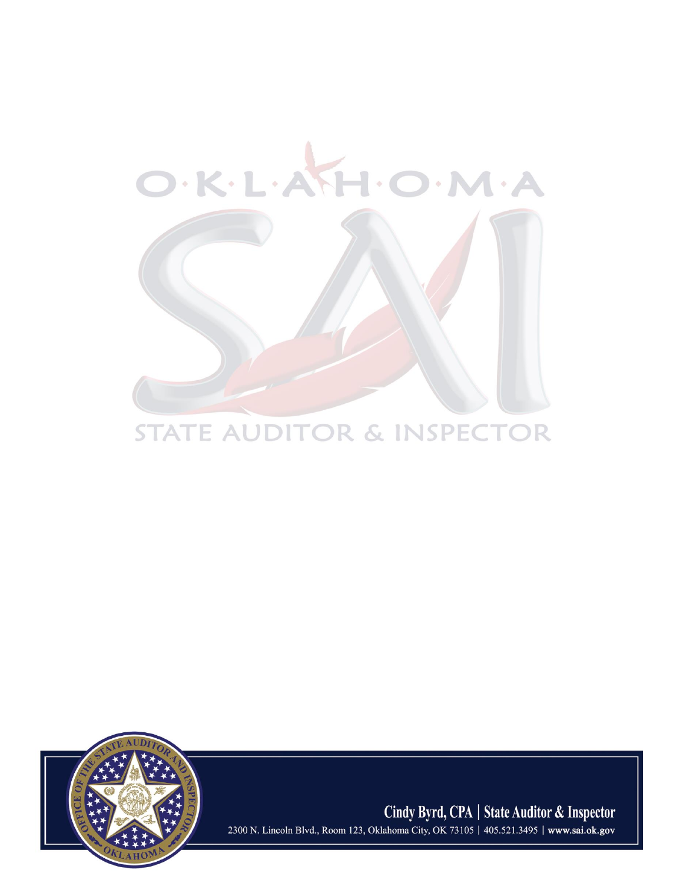OKLAHOMA

SAI

STATE AUDITOR & INSPECTOR

**Cindy Byrd, CPA | State Auditor & Inspector**

2300 N. Lincoln Blvd., Room 123, Oklahoma City, OK 73105 | 405.521.3495 | **www.sai.ok.gov**